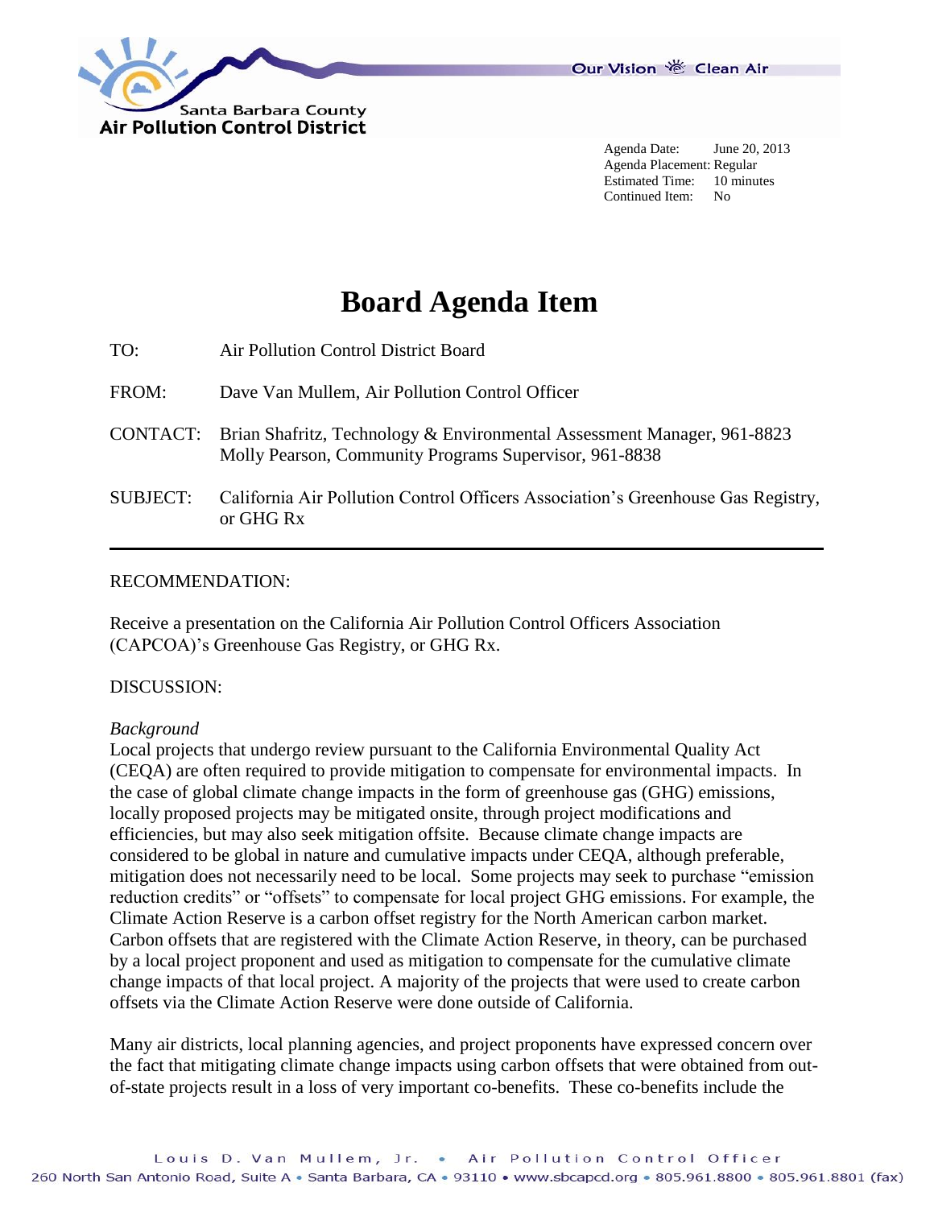Santa Barbara County
**Air Pollution Control District**

Our Vision Clean Air

Agenda Date: June 20, 2013
Agenda Placement: Regular
Estimated Time: 10 minutes
Continued Item: No

# Board Agenda Item

TO: Air Pollution Control District Board

FROM: Dave Van Mullem, Air Pollution Control Officer

CONTACT: Brian Shafritz, Technology & Environmental Assessment Manager, 961-8823
Molly Pearson, Community Programs Supervisor, 961-8838

SUBJECT: California Air Pollution Control Officers Association's Greenhouse Gas Registry, or GHG Rx

---

RECOMMENDATION:

Receive a presentation on the California Air Pollution Control Officers Association (CAPCOA)'s Greenhouse Gas Registry, or GHG Rx.

DISCUSSION:

*Background*

Local projects that undergo review pursuant to the California Environmental Quality Act (CEQA) are often required to provide mitigation to compensate for environmental impacts. In the case of global climate change impacts in the form of greenhouse gas (GHG) emissions, locally proposed projects may be mitigated onsite, through project modifications and efficiencies, but may also seek mitigation offsite. Because climate change impacts are considered to be global in nature and cumulative impacts under CEQA, although preferable, mitigation does not necessarily need to be local. Some projects may seek to purchase "emission reduction credits" or "offsets" to compensate for local project GHG emissions. For example, the Climate Action Reserve is a carbon offset registry for the North American carbon market. Carbon offsets that are registered with the Climate Action Reserve, in theory, can be purchased by a local project proponent and used as mitigation to compensate for the cumulative climate change impacts of that local project. A majority of the projects that were used to create carbon offsets via the Climate Action Reserve were done outside of California.

Many air districts, local planning agencies, and project proponents have expressed concern over the fact that mitigating climate change impacts using carbon offsets that were obtained from out-of-state projects result in a loss of very important co-benefits. These co-benefits include the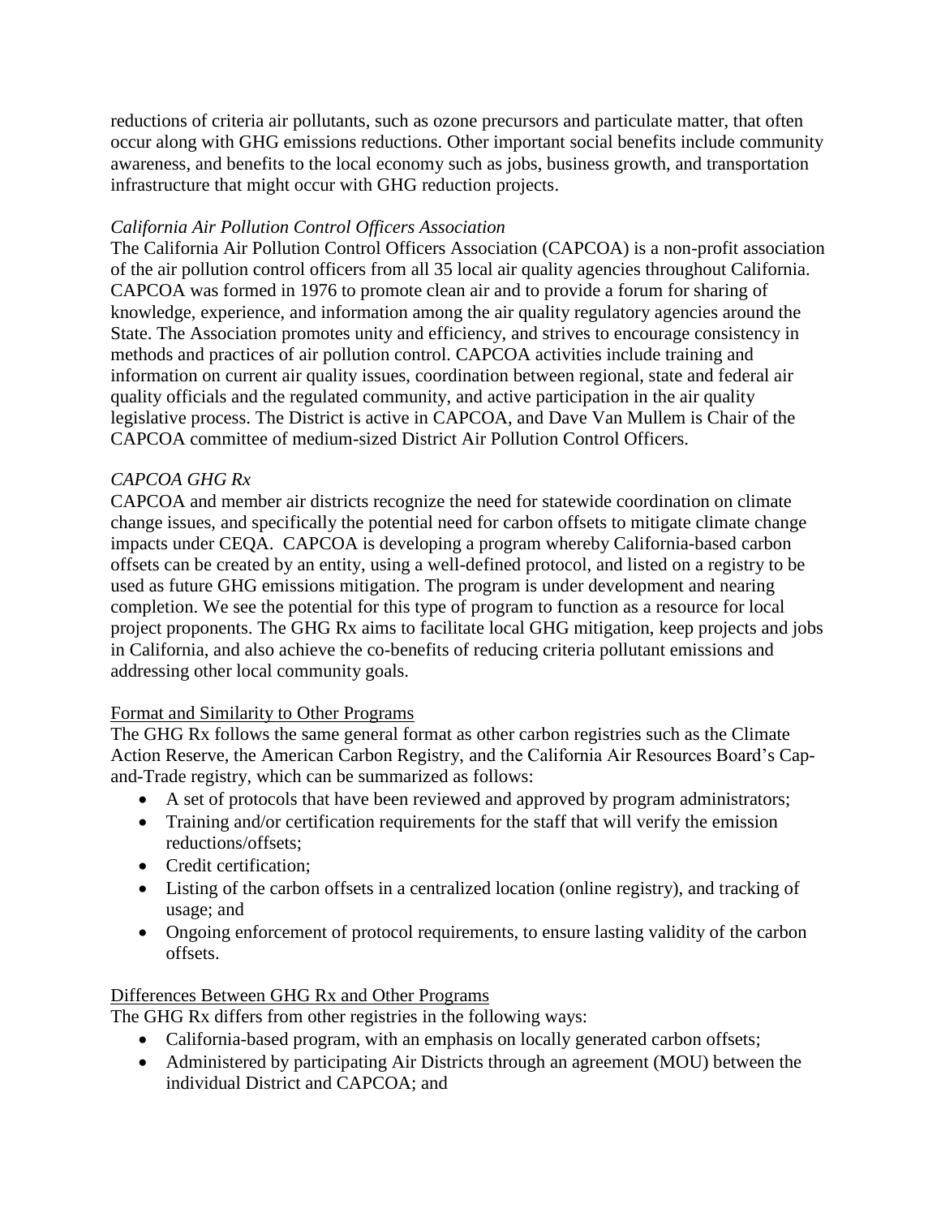reductions of criteria air pollutants, such as ozone precursors and particulate matter, that often occur along with GHG emissions reductions. Other important social benefits include community awareness, and benefits to the local economy such as jobs, business growth, and transportation infrastructure that might occur with GHG reduction projects.

*California Air Pollution Control Officers Association*

The California Air Pollution Control Officers Association (CAPCOA) is a non-profit association of the air pollution control officers from all 35 local air quality agencies throughout California. CAPCOA was formed in 1976 to promote clean air and to provide a forum for sharing of knowledge, experience, and information among the air quality regulatory agencies around the State. The Association promotes unity and efficiency, and strives to encourage consistency in methods and practices of air pollution control. CAPCOA activities include training and information on current air quality issues, coordination between regional, state and federal air quality officials and the regulated community, and active participation in the air quality legislative process. The District is active in CAPCOA, and Dave Van Mullem is Chair of the CAPCOA committee of medium-sized District Air Pollution Control Officers.

*CAPCOA GHG Rx*

CAPCOA and member air districts recognize the need for statewide coordination on climate change issues, and specifically the potential need for carbon offsets to mitigate climate change impacts under CEQA. CAPCOA is developing a program whereby California-based carbon offsets can be created by an entity, using a well-defined protocol, and listed on a registry to be used as future GHG emissions mitigation. The program is under development and nearing completion. We see the potential for this type of program to function as a resource for local project proponents. The GHG Rx aims to facilitate local GHG mitigation, keep projects and jobs in California, and also achieve the co-benefits of reducing criteria pollutant emissions and addressing other local community goals.

<u>Format and Similarity to Other Programs</u>

The GHG Rx follows the same general format as other carbon registries such as the Climate Action Reserve, the American Carbon Registry, and the California Air Resources Board's Cap-and-Trade registry, which can be summarized as follows:

- A set of protocols that have been reviewed and approved by program administrators;
- Training and/or certification requirements for the staff that will verify the emission reductions/offsets;
- Credit certification;
- Listing of the carbon offsets in a centralized location (online registry), and tracking of usage; and
- Ongoing enforcement of protocol requirements, to ensure lasting validity of the carbon offsets.

<u>Differences Between GHG Rx and Other Programs</u>

The GHG Rx differs from other registries in the following ways:

- California-based program, with an emphasis on locally generated carbon offsets;
- Administered by participating Air Districts through an agreement (MOU) between the individual District and CAPCOA; and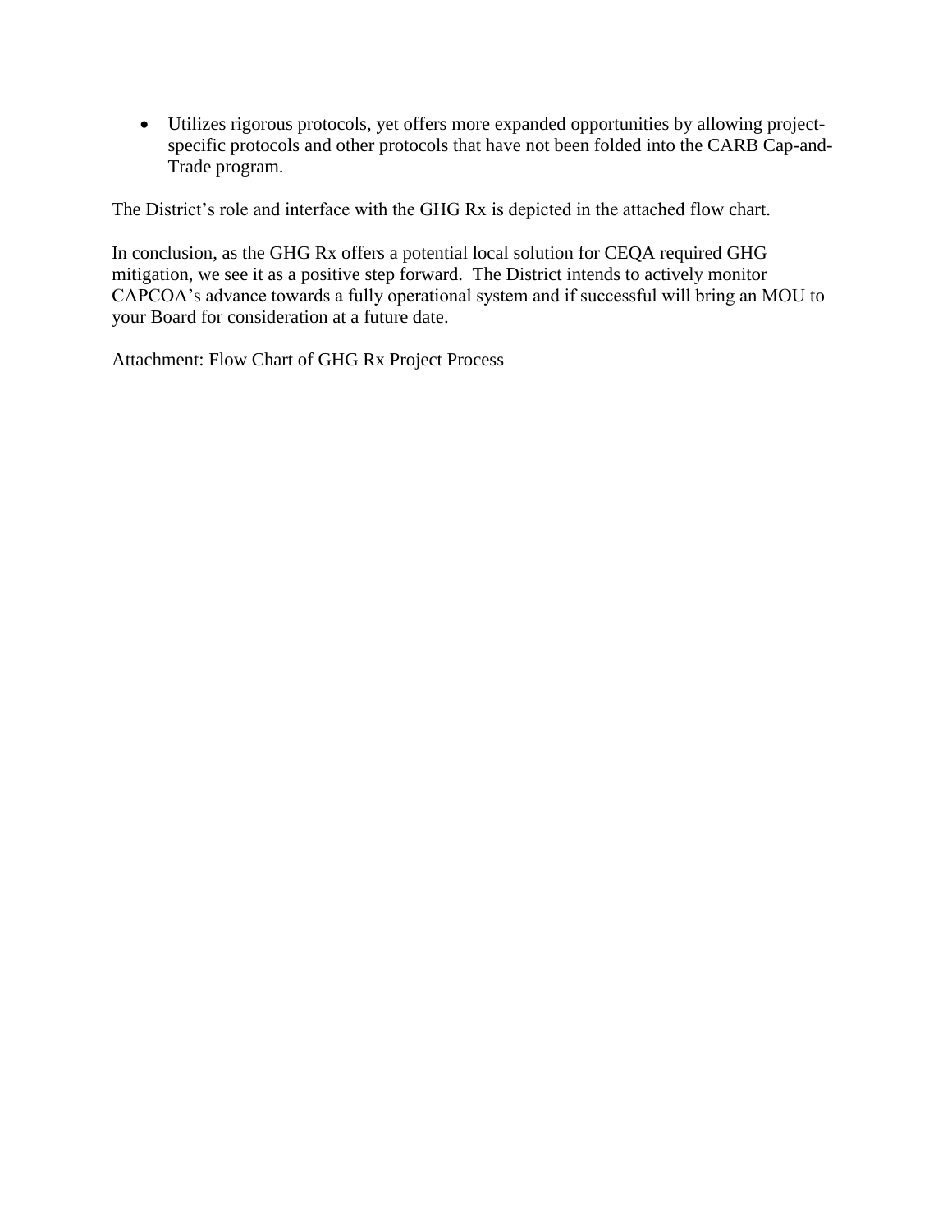- Utilizes rigorous protocols, yet offers more expanded opportunities by allowing project-specific protocols and other protocols that have not been folded into the CARB Cap-and-Trade program.

The District's role and interface with the GHG Rx is depicted in the attached flow chart.

In conclusion, as the GHG Rx offers a potential local solution for CEQA required GHG mitigation, we see it as a positive step forward. The District intends to actively monitor CAPCOA's advance towards a fully operational system and if successful will bring an MOU to your Board for consideration at a future date.

Attachment: Flow Chart of GHG Rx Project Process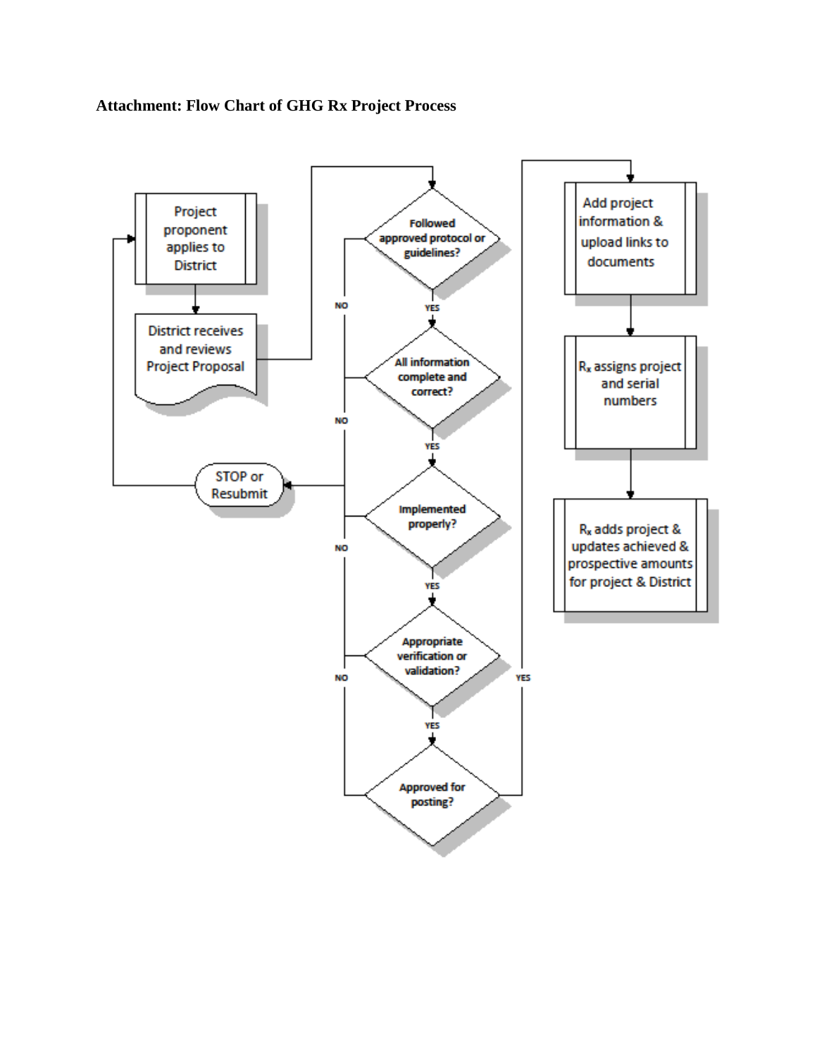**Attachment: Flow Chart of GHG Rx Project Process**

Project proponent applies to District

District receives and reviews Project Proposal

Followed approved protocol or guidelines?

All information complete and correct?

Implemented properly?

Appropriate verification or validation?

Approved for posting?

YES

NO

STOP or Resubmit

Add project information & upload links to documents

$R_x$ assigns project and serial numbers

$R_x$ adds project & updates achieved & prospective amounts for project & District